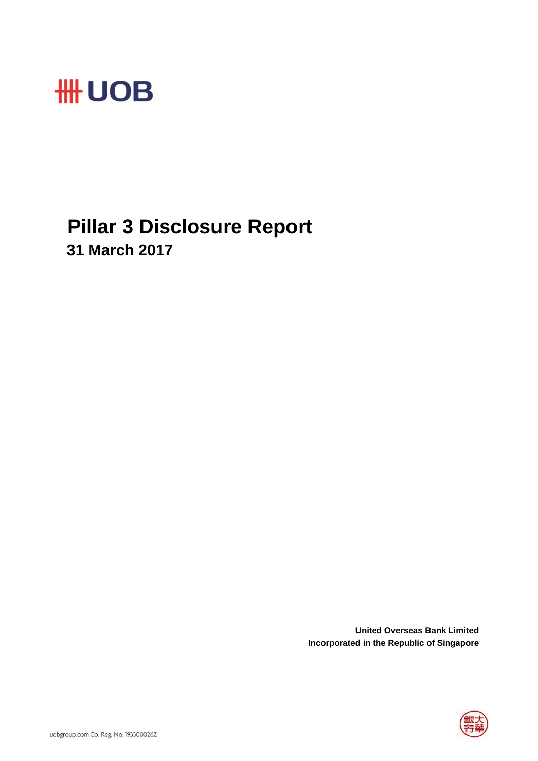UOB

# Pillar 3 Disclosure Report

## 31 March 2017

**United Overseas Bank Limited**
**Incorporated in the Republic of Singapore**

uobgroup.com Co. Reg. No. 193500026Z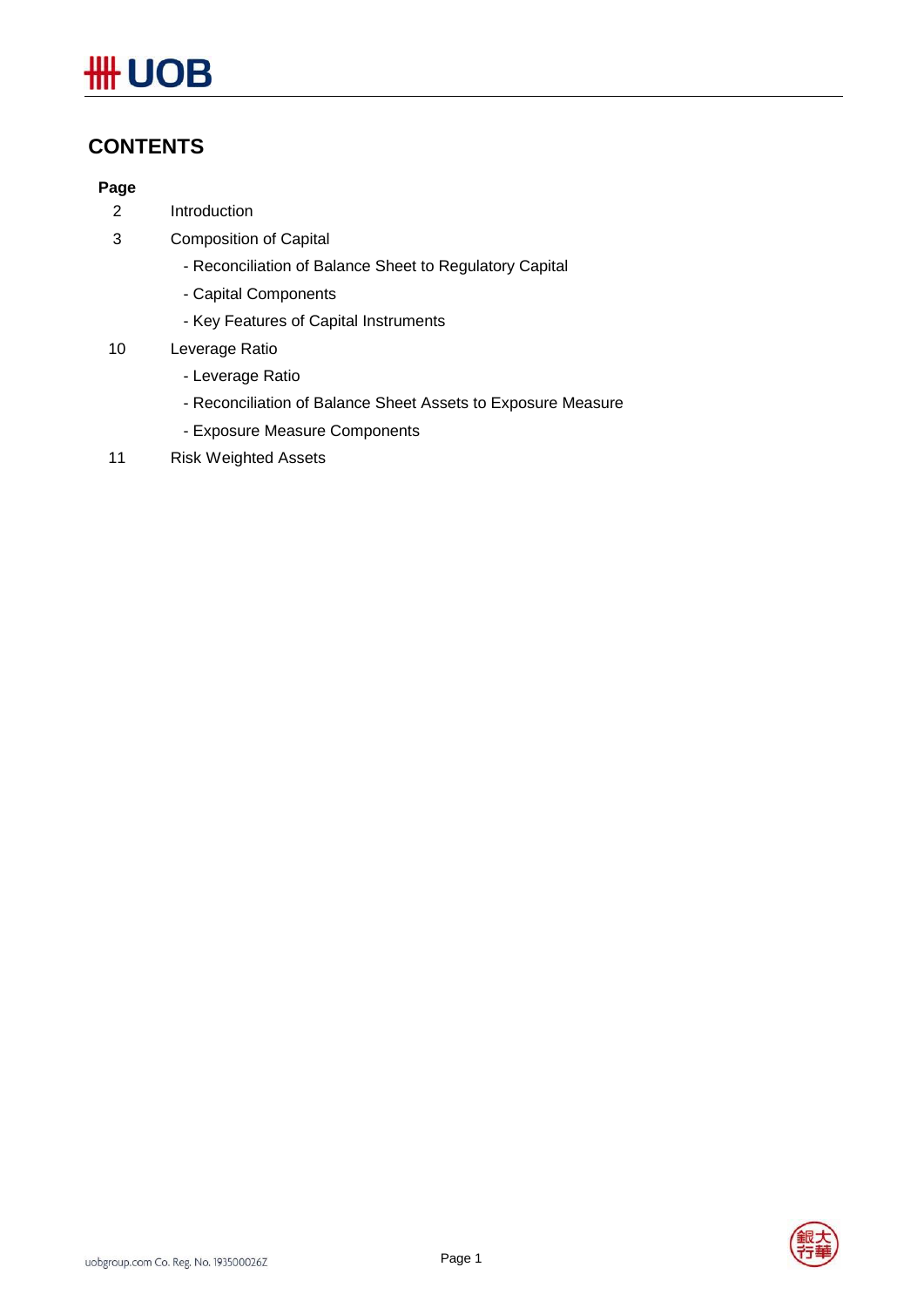# CONTENTS

| Page | |
|---|---|
| 2 | Introduction |
| 3 | Composition of Capital |
| | - Reconciliation of Balance Sheet to Regulatory Capital |
| | - Capital Components |
| | - Key Features of Capital Instruments |
| 10 | Leverage Ratio |
| | - Leverage Ratio |
| | - Reconciliation of Balance Sheet Assets to Exposure Measure |
| | - Exposure Measure Components |
| 11 | Risk Weighted Assets |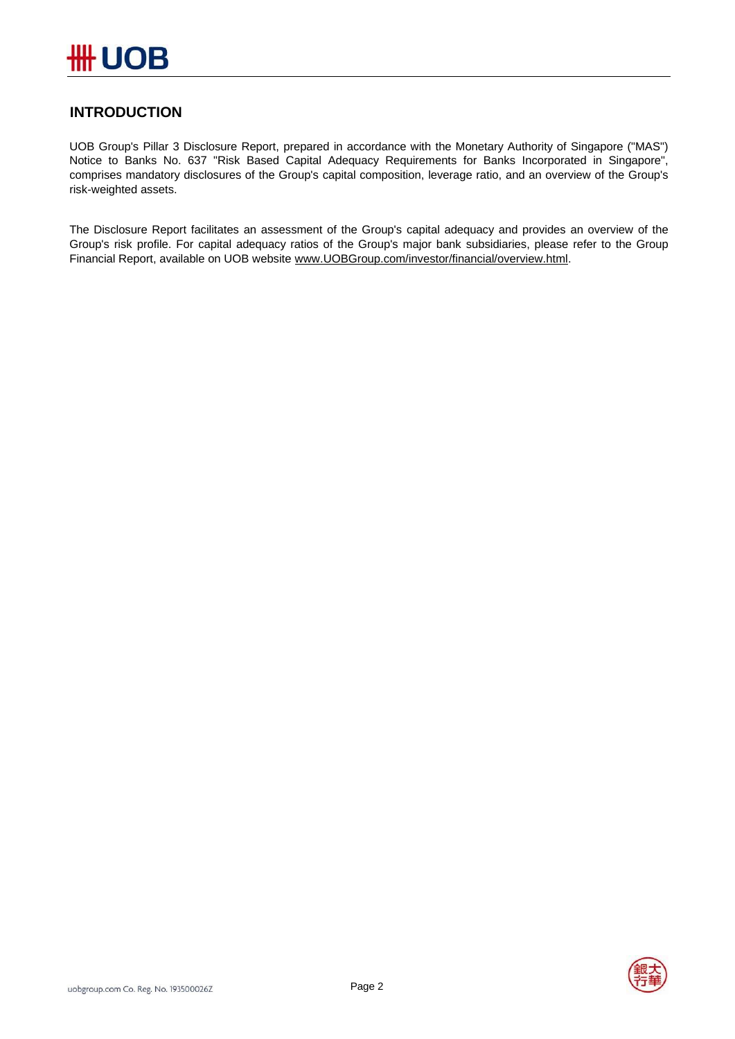## INTRODUCTION

UOB Group's Pillar 3 Disclosure Report, prepared in accordance with the Monetary Authority of Singapore ("MAS") Notice to Banks No. 637 "Risk Based Capital Adequacy Requirements for Banks Incorporated in Singapore", comprises mandatory disclosures of the Group's capital composition, leverage ratio, and an overview of the Group's risk-weighted assets.

The Disclosure Report facilitates an assessment of the Group's capital adequacy and provides an overview of the Group's risk profile. For capital adequacy ratios of the Group's major bank subsidiaries, please refer to the Group Financial Report, available on UOB website www.UOBGroup.com/investor/financial/overview.html.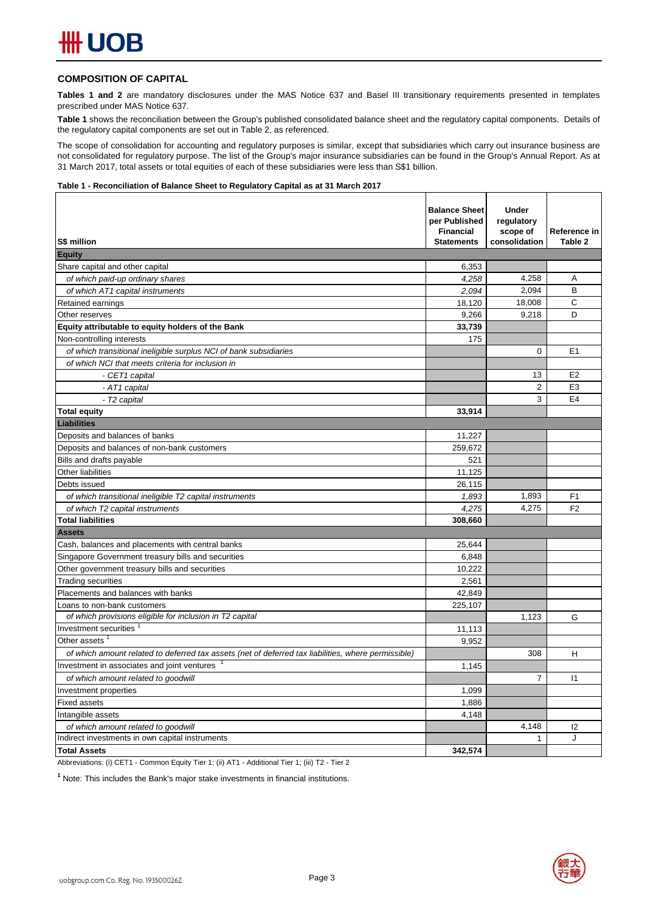## COMPOSITION OF CAPITAL

**Tables 1 and 2** are mandatory disclosures under the MAS Notice 637 and Basel III transitional requirements presented in templates prescribed under MAS Notice 637.

**Table 1** shows the reconciliation between the Group's published consolidated balance sheet and the regulatory capital components. Details of the regulatory capital components are set out in Table 2, as referenced.

The scope of consolidation for accounting and regulatory purposes is similar, except that subsidiaries which carry out insurance business are not consolidated for regulatory purpose. The list of the Group's major insurance subsidiaries can be found in the Group's Annual Report. As at 31 March 2017, total assets or total equities of each of these subsidiaries were less than S$1 billion.

**Table 1 - Reconciliation of Balance Sheet to Regulatory Capital as at 31 March 2017**

| S$ million | Balance Sheet per Published Financial Statements | Under regulatory scope of consolidation | Reference in Table 2 |
|---|---|---|---|
| **Equity** | | | |
| Share capital and other capital | 6,353 | | |
| *of which paid-up ordinary shares* | *4,258* | 4,258 | A |
| *of which AT1 capital instruments* | *2,094* | 2,094 | B |
| Retained earnings | 18,120 | 18,008 | C |
| Other reserves | 9,266 | 9,218 | D |
| **Equity attributable to equity holders of the Bank** | **33,739** | | |
| Non-controlling interests | 175 | | |
| *of which transitional ineligible surplus NCI of bank subsidiaries* | | 0 | E1 |
| *of which NCI that meets criteria for inclusion in* | | | |
| *- CET1 capital* | | 13 | E2 |
| *- AT1 capital* | | 2 | E3 |
| *- T2 capital* | | 3 | E4 |
| **Total equity** | **33,914** | | |
| **Liabilities** | | | |
| Deposits and balances of banks | 11,227 | | |
| Deposits and balances of non-bank customers | 259,672 | | |
| Bills and drafts payable | 521 | | |
| Other liabilities | 11,125 | | |
| Debts issued | 26,115 | | |
| *of which transitional ineligible T2 capital instruments* | *1,893* | 1,893 | F1 |
| *of which T2 capital instruments* | *4,275* | 4,275 | F2 |
| **Total liabilities** | **308,660** | | |
| **Assets** | | | |
| Cash, balances and placements with central banks | 25,644 | | |
| Singapore Government treasury bills and securities | 6,848 | | |
| Other government treasury bills and securities | 10,222 | | |
| Trading securities | 2,561 | | |
| Placements and balances with banks | 42,849 | | |
| Loans to non-bank customers | 225,107 | | |
| *of which provisions eligible for inclusion in T2 capital* | | 1,123 | G |
| Investment securities [1] | 11,113 | | |
| Other assets [1] | 9,952 | | |
| *of which amount related to deferred tax assets (net of deferred tax liabilities, where permissible)* | | 308 | H |
| Investment in associates and joint ventures [1] | 1,145 | | |
| *of which amount related to goodwill* | | 7 | I1 |
| Investment properties | 1,099 | | |
| Fixed assets | 1,886 | | |
| Intangible assets | 4,148 | | |
| *of which amount related to goodwill* | | 4,148 | I2 |
| Indirect investments in own capital instruments | | 1 | J |
| **Total Assets** | **342,574** | | |

Abbreviations: (i) CET1 - Common Equity Tier 1; (ii) AT1 - Additional Tier 1; (iii) T2 - Tier 2

[1] Note: This includes the Bank's major stake investments in financial institutions.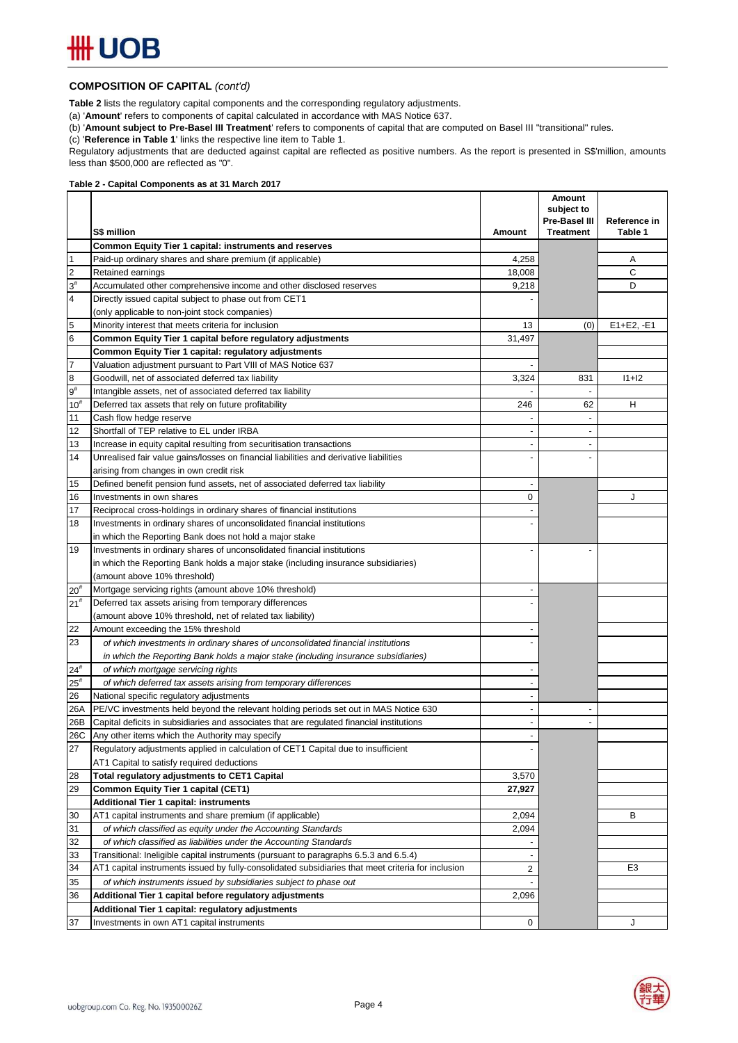## COMPOSITION OF CAPITAL *(cont'd)*

**Table 2** lists the regulatory capital components and the corresponding regulatory adjustments.

(a) '**Amount**' refers to components of capital calculated in accordance with MAS Notice 637.

(b) '**Amount subject to Pre-Basel III Treatment**' refers to components of capital that are computed on Basel III "transitional" rules.

(c) '**Reference in Table 1**' links the respective line item to Table 1.

Regulatory adjustments that are deducted against capital are reflected as positive numbers. As the report is presented in S$'million, amounts less than $500,000 are reflected as "0".

**Table 2 - Capital Components as at 31 March 2017**

| | S$ million | Amount | Amount subject to Pre-Basel III Treatment | Reference in Table 1 |
|---|---|---|---|---|
| | **Common Equity Tier 1 capital: instruments and reserves** | | | |
| 1 | Paid-up ordinary shares and share premium (if applicable) | 4,258 | | A |
| 2 | Retained earnings | 18,008 | | C |
| 3# | Accumulated other comprehensive income and other disclosed reserves | 9,218 | | D |
| 4 | Directly issued capital subject to phase out from CET1 (only applicable to non-joint stock companies) | - | | |
| 5 | Minority interest that meets criteria for inclusion | 13 | (0) | E1+E2, -E1 |
| 6 | **Common Equity Tier 1 capital before regulatory adjustments** | 31,497 | | |
| | **Common Equity Tier 1 capital: regulatory adjustments** | | | |
| 7 | Valuation adjustment pursuant to Part VIII of MAS Notice 637 | - | | |
| 8 | Goodwill, net of associated deferred tax liability | 3,324 | 831 | I1+I2 |
| 9# | Intangible assets, net of associated deferred tax liability | - | - | |
| 10# | Deferred tax assets that rely on future profitability | 246 | 62 | H |
| 11 | Cash flow hedge reserve | - | - | |
| 12 | Shortfall of TEP relative to EL under IRBA | - | - | |
| 13 | Increase in equity capital resulting from securitisation transactions | - | - | |
| 14 | Unrealised fair value gains/losses on financial liabilities and derivative liabilities arising from changes in own credit risk | - | - | |
| 15 | Defined benefit pension fund assets, net of associated deferred tax liability | - | | |
| 16 | Investments in own shares | 0 | | J |
| 17 | Reciprocal cross-holdings in ordinary shares of financial institutions | - | | |
| 18 | Investments in ordinary shares of unconsolidated financial institutions in which the Reporting Bank does not hold a major stake | - | | |
| 19 | Investments in ordinary shares of unconsolidated financial institutions in which the Reporting Bank holds a major stake (including insurance subsidiaries) (amount above 10% threshold) | - | - | |
| 20# | Mortgage servicing rights (amount above 10% threshold) | - | | |
| 21# | Deferred tax assets arising from temporary differences (amount above 10% threshold, net of related tax liability) | - | | |
| 22 | Amount exceeding the 15% threshold | - | | |
| 23 | *of which investments in ordinary shares of unconsolidated financial institutions in which the Reporting Bank holds a major stake (including insurance subsidiaries)* | - | | |
| 24# | *of which mortgage servicing rights* | - | | |
| 25# | *of which deferred tax assets arising from temporary differences* | - | | |
| 26 | National specific regulatory adjustments | - | | |
| 26A | PE/VC investments held beyond the relevant holding periods set out in MAS Notice 630 | - | - | |
| 26B | Capital deficits in subsidiaries and associates that are regulated financial institutions | - | - | |
| 26C | Any other items which the Authority may specify | - | | |
| 27 | Regulatory adjustments applied in calculation of CET1 Capital due to insufficient AT1 Capital to satisfy required deductions | - | | |
| 28 | **Total regulatory adjustments to CET1 Capital** | 3,570 | | |
| 29 | **Common Equity Tier 1 capital (CET1)** | **27,927** | | |
| | **Additional Tier 1 capital: instruments** | | | |
| 30 | AT1 capital instruments and share premium (if applicable) | 2,094 | | B |
| 31 | *of which classified as equity under the Accounting Standards* | 2,094 | | |
| 32 | *of which classified as liabilities under the Accounting Standards* | - | | |
| 33 | Transitional: Ineligible capital instruments (pursuant to paragraphs 6.5.3 and 6.5.4) | - | | |
| 34 | AT1 capital instruments issued by fully-consolidated subsidiaries that meet criteria for inclusion | 2 | | E3 |
| 35 | *of which instruments issued by subsidiaries subject to phase out* | - | | |
| 36 | **Additional Tier 1 capital before regulatory adjustments** | 2,096 | | |
| | **Additional Tier 1 capital: regulatory adjustments** | | | |
| 37 | Investments in own AT1 capital instruments | 0 | | J |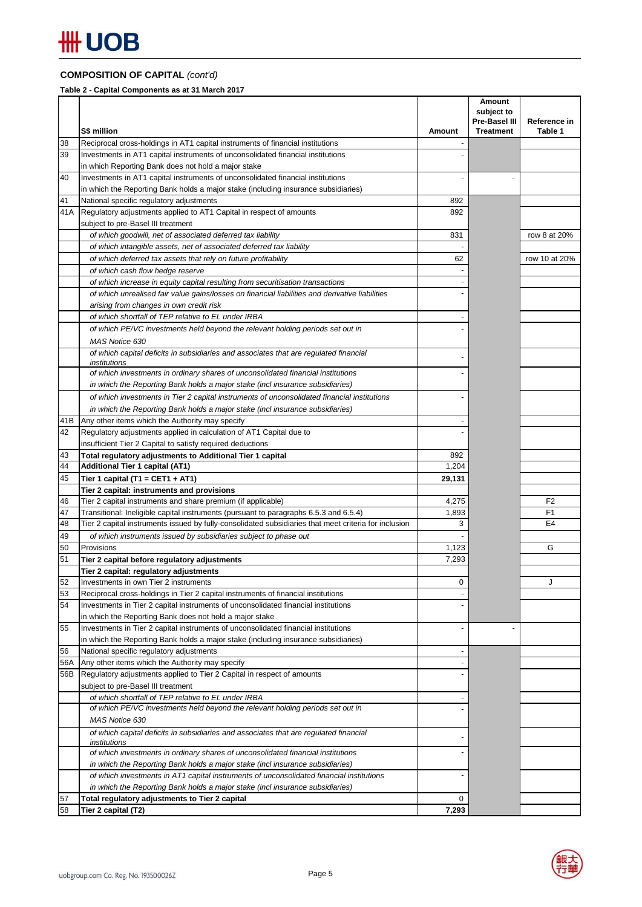**COMPOSITION OF CAPITAL** *(cont'd)*

**Table 2 - Capital Components as at 31 March 2017**

| | S$ million | Amount | Amount subject to Pre-Basel III Treatment | Reference in Table 1 |
|---|---|---|---|---|
| 38 | Reciprocal cross-holdings in AT1 capital instruments of financial institutions | - | | |
| 39 | Investments in AT1 capital instruments of unconsolidated financial institutions in which Reporting Bank does not hold a major stake | - | | |
| 40 | Investments in AT1 capital instruments of unconsolidated financial institutions in which the Reporting Bank holds a major stake (including insurance subsidiaries) | - | - | |
| 41 | National specific regulatory adjustments | 892 | | |
| 41A | Regulatory adjustments applied to AT1 Capital in respect of amounts subject to pre-Basel III treatment | 892 | | |
| | *of which goodwill, net of associated deferred tax liability* | 831 | | row 8 at 20% |
| | *of which intangible assets, net of associated deferred tax liability* | - | | |
| | *of which deferred tax assets that rely on future profitability* | 62 | | row 10 at 20% |
| | *of which cash flow hedge reserve* | - | | |
| | *of which increase in equity capital resulting from securitisation transactions* | - | | |
| | *of which unrealised fair value gains/losses on financial liabilities and derivative liabilities arising from changes in own credit risk* | - | | |
| | *of which shortfall of TEP relative to EL under IRBA* | - | | |
| | *of which PE/VC investments held beyond the relevant holding periods set out in MAS Notice 630* | - | | |
| | *of which capital deficits in subsidiaries and associates that are regulated financial institutions* | - | | |
| | *of which investments in ordinary shares of unconsolidated financial institutions in which the Reporting Bank holds a major stake (incl insurance subsidiaries)* | - | | |
| | *of which investments in Tier 2 capital instruments of unconsolidated financial institutions in which the Reporting Bank holds a major stake (incl insurance subsidiaries)* | - | | |
| 41B | Any other items which the Authority may specify | - | | |
| 42 | Regulatory adjustments applied in calculation of AT1 Capital due to insufficient Tier 2 Capital to satisfy required deductions | - | | |
| 43 | **Total regulatory adjustments to Additional Tier 1 capital** | 892 | | |
| 44 | **Additional Tier 1 capital (AT1)** | 1,204 | | |
| 45 | **Tier 1 capital (T1 = CET1 + AT1)** | **29,131** | | |
| | **Tier 2 capital: instruments and provisions** | | | |
| 46 | Tier 2 capital instruments and share premium (if applicable) | 4,275 | | F2 |
| 47 | Transitional: Ineligible capital instruments (pursuant to paragraphs 6.5.3 and 6.5.4) | 1,893 | | F1 |
| 48 | Tier 2 capital instruments issued by fully-consolidated subsidiaries that meet criteria for inclusion | 3 | | E4 |
| 49 | *of which instruments issued by subsidiaries subject to phase out* | - | | |
| 50 | Provisions | 1,123 | | G |
| 51 | **Tier 2 capital before regulatory adjustments** | 7,293 | | |
| | **Tier 2 capital: regulatory adjustments** | | | |
| 52 | Investments in own Tier 2 instruments | 0 | | J |
| 53 | Reciprocal cross-holdings in Tier 2 capital instruments of financial institutions | - | | |
| 54 | Investments in Tier 2 capital instruments of unconsolidated financial institutions in which the Reporting Bank does not hold a major stake | - | | |
| 55 | Investments in Tier 2 capital instruments of unconsolidated financial institutions in which the Reporting Bank holds a major stake (including insurance subsidiaries) | - | - | |
| 56 | National specific regulatory adjustments | - | | |
| 56A | Any other items which the Authority may specify | - | | |
| 56B | Regulatory adjustments applied to Tier 2 Capital in respect of amounts subject to pre-Basel III treatment | - | | |
| | *of which shortfall of TEP relative to EL under IRBA* | - | | |
| | *of which PE/VC investments held beyond the relevant holding periods set out in MAS Notice 630* | - | | |
| | *of which capital deficits in subsidiaries and associates that are regulated financial institutions* | - | | |
| | *of which investments in ordinary shares of unconsolidated financial institutions in which the Reporting Bank holds a major stake (incl insurance subsidiaries)* | - | | |
| | *of which investments in AT1 capital instruments of unconsolidated financial institutions in which the Reporting Bank holds a major stake (incl insurance subsidiaries)* | - | | |
| 57 | **Total regulatory adjustments to Tier 2 capital** | 0 | | |
| 58 | **Tier 2 capital (T2)** | **7,293** | | |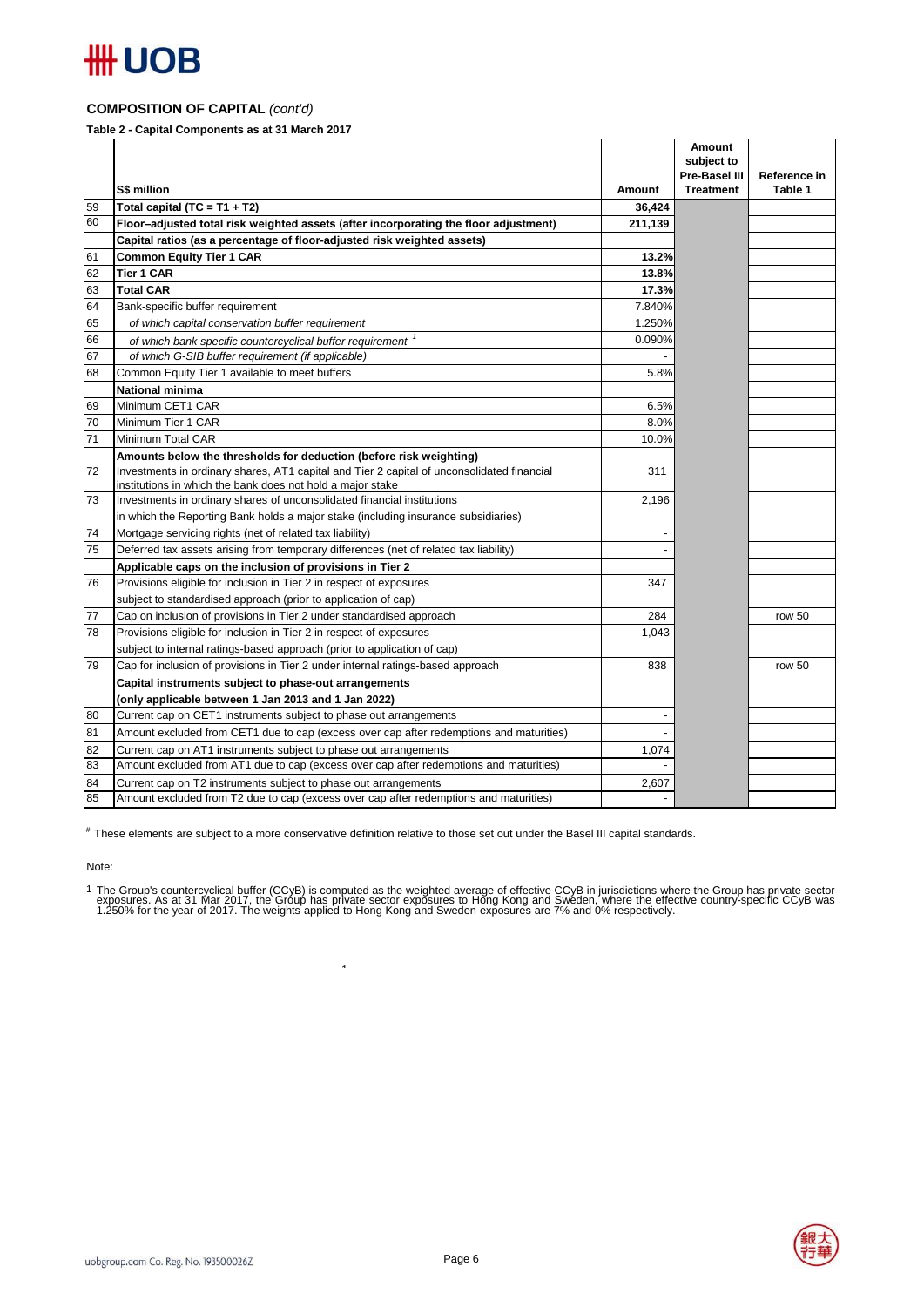**COMPOSITION OF CAPITAL** *(cont'd)*

**Table 2 - Capital Components as at 31 March 2017**

| | S$ million | Amount | Amount subject to Pre-Basel III Treatment | Reference in Table 1 |
|---|---|---|---|---|
| 59 | **Total capital (TC = T1 + T2)** | **36,424** | | |
| 60 | **Floor–adjusted total risk weighted assets (after incorporating the floor adjustment)** | **211,139** | | |
| | **Capital ratios (as a percentage of floor-adjusted risk weighted assets)** | | | |
| 61 | **Common Equity Tier 1 CAR** | **13.2%** | | |
| 62 | **Tier 1 CAR** | **13.8%** | | |
| 63 | **Total CAR** | **17.3%** | | |
| 64 | Bank-specific buffer requirement | 7.840% | | |
| 65 | *of which capital conservation buffer requirement* | 1.250% | | |
| 66 | *of which bank specific countercyclical buffer requirement* [1] | 0.090% | | |
| 67 | *of which G-SIB buffer requirement (if applicable)* | - | | |
| 68 | Common Equity Tier 1 available to meet buffers | 5.8% | | |
| | **National minima** | | | |
| 69 | Minimum CET1 CAR | 6.5% | | |
| 70 | Minimum Tier 1 CAR | 8.0% | | |
| 71 | Minimum Total CAR | 10.0% | | |
| | **Amounts below the thresholds for deduction (before risk weighting)** | | | |
| 72 | Investments in ordinary shares, AT1 capital and Tier 2 capital of unconsolidated financial institutions in which the bank does not hold a major stake | 311 | | |
| 73 | Investments in ordinary shares of unconsolidated financial institutions in which the Reporting Bank holds a major stake (including insurance subsidiaries) | 2,196 | | |
| 74 | Mortgage servicing rights (net of related tax liability) | - | | |
| 75 | Deferred tax assets arising from temporary differences (net of related tax liability) | - | | |
| | **Applicable caps on the inclusion of provisions in Tier 2** | | | |
| 76 | Provisions eligible for inclusion in Tier 2 in respect of exposures subject to standardised approach (prior to application of cap) | 347 | | |
| 77 | Cap on inclusion of provisions in Tier 2 under standardised approach | 284 | | row 50 |
| 78 | Provisions eligible for inclusion in Tier 2 in respect of exposures subject to internal ratings-based approach (prior to application of cap) | 1,043 | | |
| 79 | Cap for inclusion of provisions in Tier 2 under internal ratings-based approach | 838 | | row 50 |
| | **Capital instruments subject to phase-out arrangements (only applicable between 1 Jan 2013 and 1 Jan 2022)** | | | |
| 80 | Current cap on CET1 instruments subject to phase out arrangements | - | | |
| 81 | Amount excluded from CET1 due to cap (excess over cap after redemptions and maturities) | - | | |
| 82 | Current cap on AT1 instruments subject to phase out arrangements | 1,074 | | |
| 83 | Amount excluded from AT1 due to cap (excess over cap after redemptions and maturities) | - | | |
| 84 | Current cap on T2 instruments subject to phase out arrangements | 2,607 | | |
| 85 | Amount excluded from T2 due to cap (excess over cap after redemptions and maturities) | - | | |

# These elements are subject to a more conservative definition relative to those set out under the Basel III capital standards.

Note:

1 The Group's countercyclical buffer (CCyB) is computed as the weighted average of effective CCyB in jurisdictions where the Group has private sector exposures. As at 31 Mar 2017, the Group has private sector exposures to Hong Kong and Sweden, where the effective country-specific CCyB was 1.250% for the year of 2017. The weights applied to Hong Kong and Sweden exposures are 7% and 0% respectively.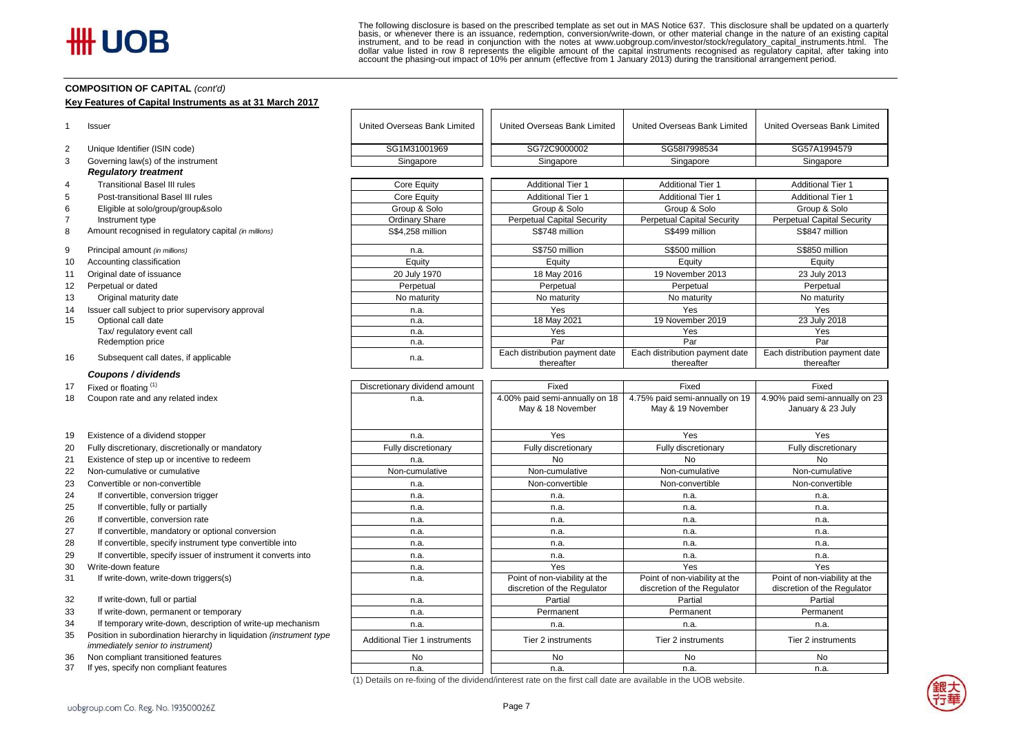The following disclosure is based on the prescribed template as set out in MAS Notice 637. This disclosure shall be updated on a quarterly basis, or whenever there is an issuance, redemption, conversion/write-down, or other material change in the nature of an existing capital instrument, and to be read in conjunction with the notes at www.uobgroup.com/investor/stock/regulatory_capital_instruments.html. The dollar value listed in row 8 represents the eligible amount of the capital instruments recognised as regulatory capital, after taking into account the phasing-out impact of 10% per annum (effective from 1 January 2013) during the transitional arrangement period.

**COMPOSITION OF CAPITAL** *(cont'd)*

**Key Features of Capital Instruments as at 31 March 2017**

| | | | | | |
|---|---|---|---|---|---|
| 1 | Issuer | United Overseas Bank Limited | United Overseas Bank Limited | United Overseas Bank Limited | United Overseas Bank Limited |
| 2 | Unique Identifier (ISIN code) | SG1M31001969 | SG72C9000002 | SG58I7998534 | SG57A1994579 |
| 3 | Governing law(s) of the instrument | Singapore | Singapore | Singapore | Singapore |
| | ***Regulatory treatment*** | | | | |
| 4 | Transitional Basel III rules | Core Equity | Additional Tier 1 | Additional Tier 1 | Additional Tier 1 |
| 5 | Post-transitional Basel III rules | Core Equity | Additional Tier 1 | Additional Tier 1 | Additional Tier 1 |
| 6 | Eligible at solo/group/group&solo | Group & Solo | Group & Solo | Group & Solo | Group & Solo |
| 7 | Instrument type | Ordinary Share | Perpetual Capital Security | Perpetual Capital Security | Perpetual Capital Security |
| 8 | Amount recognised in regulatory capital *(in millions)* | S$4,258 million | S$748 million | S$499 million | S$847 million |
| 9 | Principal amount *(in millions)* | n.a. | S$750 million | S$500 million | S$850 million |
| 10 | Accounting classification | Equity | Equity | Equity | Equity |
| 11 | Original date of issuance | 20 July 1970 | 18 May 2016 | 19 November 2013 | 23 July 2013 |
| 12 | Perpetual or dated | Perpetual | Perpetual | Perpetual | Perpetual |
| 13 | Original maturity date | No maturity | No maturity | No maturity | No maturity |
| 14 | Issuer call subject to prior supervisory approval | n.a. | Yes | Yes | Yes |
| 15 | Optional call date | n.a. | 18 May 2021 | 19 November 2019 | 23 July 2018 |
| | Tax/ regulatory event call | n.a. | Yes | Yes | Yes |
| | Redemption price | n.a. | Par | Par | Par |
| 16 | Subsequent call dates, if applicable | n.a. | Each distribution payment date thereafter | Each distribution payment date thereafter | Each distribution payment date thereafter |
| | ***Coupons / dividends*** | | | | |
| 17 | Fixed or floating [1] | Discretionary dividend amount | Fixed | Fixed | Fixed |
| 18 | Coupon rate and any related index | n.a. | 4.00% paid semi-annually on 18 May & 18 November | 4.75% paid semi-annually on 19 May & 19 November | 4.90% paid semi-annually on 23 January & 23 July |
| 19 | Existence of a dividend stopper | n.a. | Yes | Yes | Yes |
| 20 | Fully discretionary, discretionally or mandatory | Fully discretionary | Fully discretionary | Fully discretionary | Fully discretionary |
| 21 | Existence of step up or incentive to redeem | n.a. | No | No | No |
| 22 | Non-cumulative or cumulative | Non-cumulative | Non-cumulative | Non-cumulative | Non-cumulative |
| 23 | Convertible or non-convertible | n.a. | Non-convertible | Non-convertible | Non-convertible |
| 24 | If convertible, conversion trigger | n.a. | n.a. | n.a. | n.a. |
| 25 | If convertible, fully or partially | n.a. | n.a. | n.a. | n.a. |
| 26 | If convertible, conversion rate | n.a. | n.a. | n.a. | n.a. |
| 27 | If convertible, mandatory or optional conversion | n.a. | n.a. | n.a. | n.a. |
| 28 | If convertible, specify instrument type convertible into | n.a. | n.a. | n.a. | n.a. |
| 29 | If convertible, specify issuer of instrument it converts into | n.a. | n.a. | n.a. | n.a. |
| 30 | Write-down feature | n.a. | Yes | Yes | Yes |
| 31 | If write-down, write-down triggers(s) | n.a. | Point of non-viability at the discretion of the Regulator | Point of non-viability at the discretion of the Regulator | Point of non-viability at the discretion of the Regulator |
| 32 | If write-down, full or partial | n.a. | Partial | Partial | Partial |
| 33 | If write-down, permanent or temporary | n.a. | Permanent | Permanent | Permanent |
| 34 | If temporary write-down, description of write-up mechanism | n.a. | n.a. | n.a. | n.a. |
| 35 | Position in subordination hierarchy in liquidation *(instrument type immediately senior to instrument)* | Additional Tier 1 instruments | Tier 2 instruments | Tier 2 instruments | Tier 2 instruments |
| 36 | Non compliant transitioned features | No | No | No | No |
| 37 | If yes, specify non compliant features | n.a. | n.a. | n.a. | n.a. |

(1) Details on re-fixing of the dividend/interest rate on the first call date are available in the UOB website.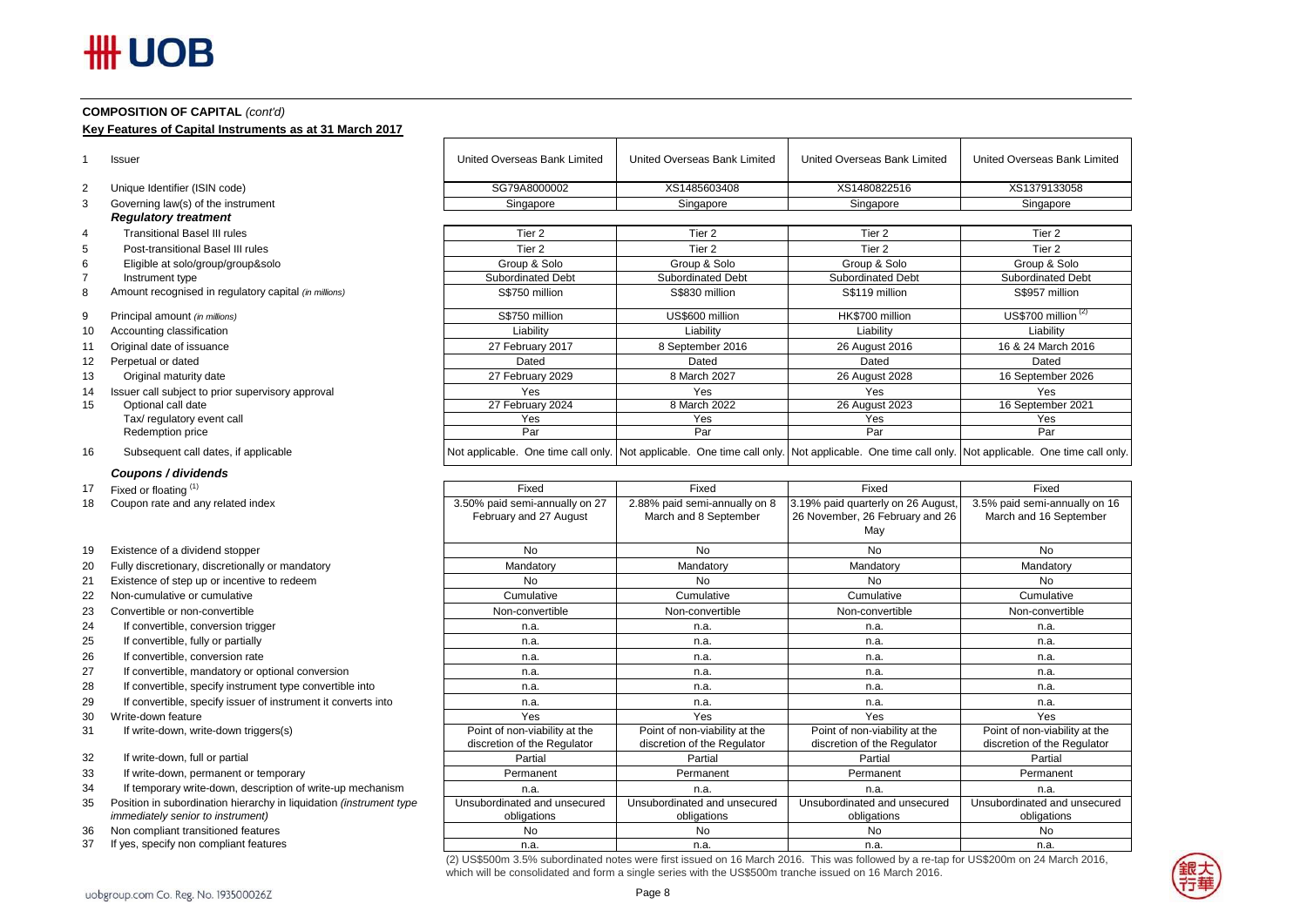**COMPOSITION OF CAPITAL** *(cont'd)*

**Key Features of Capital Instruments as at 31 March 2017**

| | | | | | |
|---|---|---|---|---|---|
| 1 | Issuer | United Overseas Bank Limited | United Overseas Bank Limited | United Overseas Bank Limited | United Overseas Bank Limited |
| 2 | Unique Identifier (ISIN code) | SG79A8000002 | XS1485603408 | XS1480822516 | XS1379133058 |
| 3 | Governing law(s) of the instrument | Singapore | Singapore | Singapore | Singapore |
| | ***Regulatory treatment*** | | | | |
| 4 | Transitional Basel III rules | Tier 2 | Tier 2 | Tier 2 | Tier 2 |
| 5 | Post-transitional Basel III rules | Tier 2 | Tier 2 | Tier 2 | Tier 2 |
| 6 | Eligible at solo/group/group&solo | Group & Solo | Group & Solo | Group & Solo | Group & Solo |
| 7 | Instrument type | Subordinated Debt | Subordinated Debt | Subordinated Debt | Subordinated Debt |
| 8 | Amount recognised in regulatory capital *(in millions)* | S$750 million | S$830 million | S$119 million | S$957 million |
| 9 | Principal amount *(in millions)* | S$750 million | US$600 million | HK$700 million | US$700 million [(2)] |
| 10 | Accounting classification | Liability | Liability | Liability | Liability |
| 11 | Original date of issuance | 27 February 2017 | 8 September 2016 | 26 August 2016 | 16 & 24 March 2016 |
| 12 | Perpetual or dated | Dated | Dated | Dated | Dated |
| 13 | Original maturity date | 27 February 2029 | 8 March 2027 | 26 August 2028 | 16 September 2026 |
| 14 | Issuer call subject to prior supervisory approval | Yes | Yes | Yes | Yes |
| 15 | Optional call date | 27 February 2024 | 8 March 2022 | 26 August 2023 | 16 September 2021 |
| | Tax/ regulatory event call | Yes | Yes | Yes | Yes |
| | Redemption price | Par | Par | Par | Par |
| 16 | Subsequent call dates, if applicable | Not applicable. One time call only. | Not applicable. One time call only. | Not applicable. One time call only. | Not applicable. One time call only. |
| | ***Coupons / dividends*** | | | | |
| 17 | Fixed or floating [(1)] | Fixed | Fixed | Fixed | Fixed |
| 18 | Coupon rate and any related index | 3.50% paid semi-annually on 27 February and 27 August | 2.88% paid semi-annually on 8 March and 8 September | 3.19% paid quarterly on 26 August, 26 November, 26 February and 26 May | 3.5% paid semi-annually on 16 March and 16 September |
| 19 | Existence of a dividend stopper | No | No | No | No |
| 20 | Fully discretionary, discretionally or mandatory | Mandatory | Mandatory | Mandatory | Mandatory |
| 21 | Existence of step up or incentive to redeem | No | No | No | No |
| 22 | Non-cumulative or cumulative | Cumulative | Cumulative | Cumulative | Cumulative |
| 23 | Convertible or non-convertible | Non-convertible | Non-convertible | Non-convertible | Non-convertible |
| 24 | If convertible, conversion trigger | n.a. | n.a. | n.a. | n.a. |
| 25 | If convertible, fully or partially | n.a. | n.a. | n.a. | n.a. |
| 26 | If convertible, conversion rate | n.a. | n.a. | n.a. | n.a. |
| 27 | If convertible, mandatory or optional conversion | n.a. | n.a. | n.a. | n.a. |
| 28 | If convertible, specify instrument type convertible into | n.a. | n.a. | n.a. | n.a. |
| 29 | If convertible, specify issuer of instrument it converts into | n.a. | n.a. | n.a. | n.a. |
| 30 | Write-down feature | Yes | Yes | Yes | Yes |
| 31 | If write-down, write-down triggers(s) | Point of non-viability at the discretion of the Regulator | Point of non-viability at the discretion of the Regulator | Point of non-viability at the discretion of the Regulator | Point of non-viability at the discretion of the Regulator |
| 32 | If write-down, full or partial | Partial | Partial | Partial | Partial |
| 33 | If write-down, permanent or temporary | Permanent | Permanent | Permanent | Permanent |
| 34 | If temporary write-down, description of write-up mechanism | n.a. | n.a. | n.a. | n.a. |
| 35 | Position in subordination hierarchy in liquidation *(instrument type immediately senior to instrument)* | Unsubordinated and unsecured obligations | Unsubordinated and unsecured obligations | Unsubordinated and unsecured obligations | Unsubordinated and unsecured obligations |
| 36 | Non compliant transitioned features | No | No | No | No |
| 37 | If yes, specify non compliant features | n.a. | n.a. | n.a. | n.a. |

(2) US$500m 3.5% subordinated notes were first issued on 16 March 2016. This was followed by a re-tap for US$200m on 24 March 2016, which will be consolidated and form a single series with the US$500m tranche issued on 16 March 2016.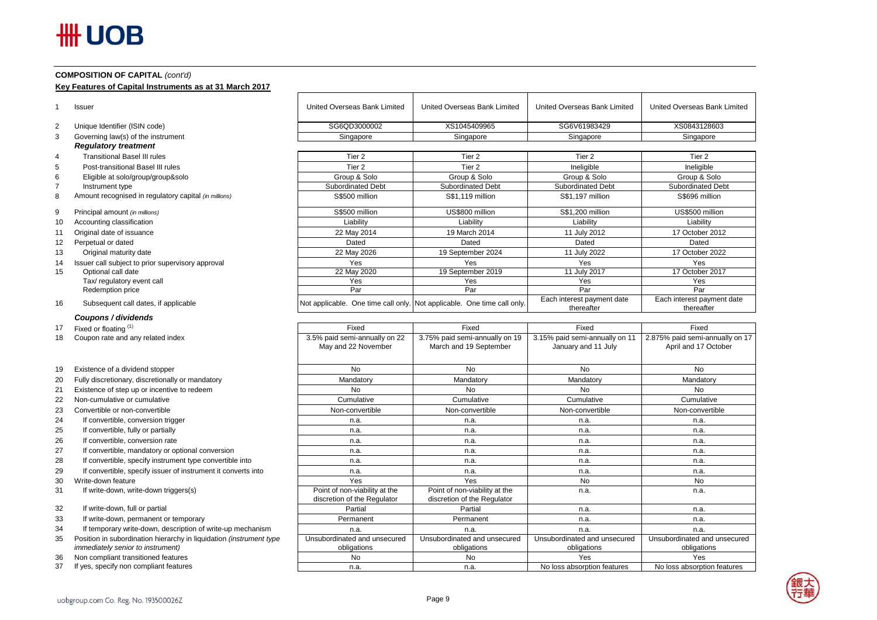**COMPOSITION OF CAPITAL** *(cont'd)*

**Key Features of Capital Instruments as at 31 March 2017**

| | | | | | |
|---|---|---|---|---|---|
| 1 | Issuer | United Overseas Bank Limited | United Overseas Bank Limited | United Overseas Bank Limited | United Overseas Bank Limited |
| 2 | Unique Identifier (ISIN code) | SG6QD3000002 | XS1045409965 | SG6V61983429 | XS0843128603 |
| 3 | Governing law(s) of the instrument | Singapore | Singapore | Singapore | Singapore |
| | ***Regulatory treatment*** | | | | |
| 4 | Transitional Basel III rules | Tier 2 | Tier 2 | Tier 2 | Tier 2 |
| 5 | Post-transitional Basel III rules | Tier 2 | Tier 2 | Ineligible | Ineligible |
| 6 | Eligible at solo/group/group&solo | Group & Solo | Group & Solo | Group & Solo | Group & Solo |
| 7 | Instrument type | Subordinated Debt | Subordinated Debt | Subordinated Debt | Subordinated Debt |
| 8 | Amount recognised in regulatory capital *(in millions)* | S$500 million | S$1,119 million | S$1,197 million | S$696 million |
| 9 | Principal amount *(in millions)* | S$500 million | US$800 million | S$1,200 million | US$500 million |
| 10 | Accounting classification | Liability | Liability | Liability | Liability |
| 11 | Original date of issuance | 22 May 2014 | 19 March 2014 | 11 July 2012 | 17 October 2012 |
| 12 | Perpetual or dated | Dated | Dated | Dated | Dated |
| 13 | Original maturity date | 22 May 2026 | 19 September 2024 | 11 July 2022 | 17 October 2022 |
| 14 | Issuer call subject to prior supervisory approval | Yes | Yes | Yes | Yes |
| 15 | Optional call date | 22 May 2020 | 19 September 2019 | 11 July 2017 | 17 October 2017 |
| | Tax/ regulatory event call | Yes | Yes | Yes | Yes |
| | Redemption price | Par | Par | Par | Par |
| 16 | Subsequent call dates, if applicable | Not applicable. One time call only. | Not applicable. One time call only. | Each interest payment date thereafter | Each interest payment date thereafter |
| | ***Coupons / dividends*** | | | | |
| 17 | Fixed or floating [1] | Fixed | Fixed | Fixed | Fixed |
| 18 | Coupon rate and any related index | 3.5% paid semi-annually on 22 May and 22 November | 3.75% paid semi-annually on 19 March and 19 September | 3.15% paid semi-annually on 11 January and 11 July | 2.875% paid semi-annually on 17 April and 17 October |
| 19 | Existence of a dividend stopper | No | No | No | No |
| 20 | Fully discretionary, discretionally or mandatory | Mandatory | Mandatory | Mandatory | Mandatory |
| 21 | Existence of step up or incentive to redeem | No | No | No | No |
| 22 | Non-cumulative or cumulative | Cumulative | Cumulative | Cumulative | Cumulative |
| 23 | Convertible or non-convertible | Non-convertible | Non-convertible | Non-convertible | Non-convertible |
| 24 | If convertible, conversion trigger | n.a. | n.a. | n.a. | n.a. |
| 25 | If convertible, fully or partially | n.a. | n.a. | n.a. | n.a. |
| 26 | If convertible, conversion rate | n.a. | n.a. | n.a. | n.a. |
| 27 | If convertible, mandatory or optional conversion | n.a. | n.a. | n.a. | n.a. |
| 28 | If convertible, specify instrument type convertible into | n.a. | n.a. | n.a. | n.a. |
| 29 | If convertible, specify issuer of instrument it converts into | n.a. | n.a. | n.a. | n.a. |
| 30 | Write-down feature | Yes | Yes | No | No |
| 31 | If write-down, write-down triggers(s) | Point of non-viability at the discretion of the Regulator | Point of non-viability at the discretion of the Regulator | n.a. | n.a. |
| 32 | If write-down, full or partial | Partial | Partial | n.a. | n.a. |
| 33 | If write-down, permanent or temporary | Permanent | Permanent | n.a. | n.a. |
| 34 | If temporary write-down, description of write-up mechanism | n.a. | n.a. | n.a. | n.a. |
| 35 | Position in subordination hierarchy in liquidation *(instrument type immediately senior to instrument)* | Unsubordinated and unsecured obligations | Unsubordinated and unsecured obligations | Unsubordinated and unsecured obligations | Unsubordinated and unsecured obligations |
| 36 | Non compliant transitioned features | No | No | Yes | Yes |
| 37 | If yes, specify non compliant features | n.a. | n.a. | No loss absorption features | No loss absorption features |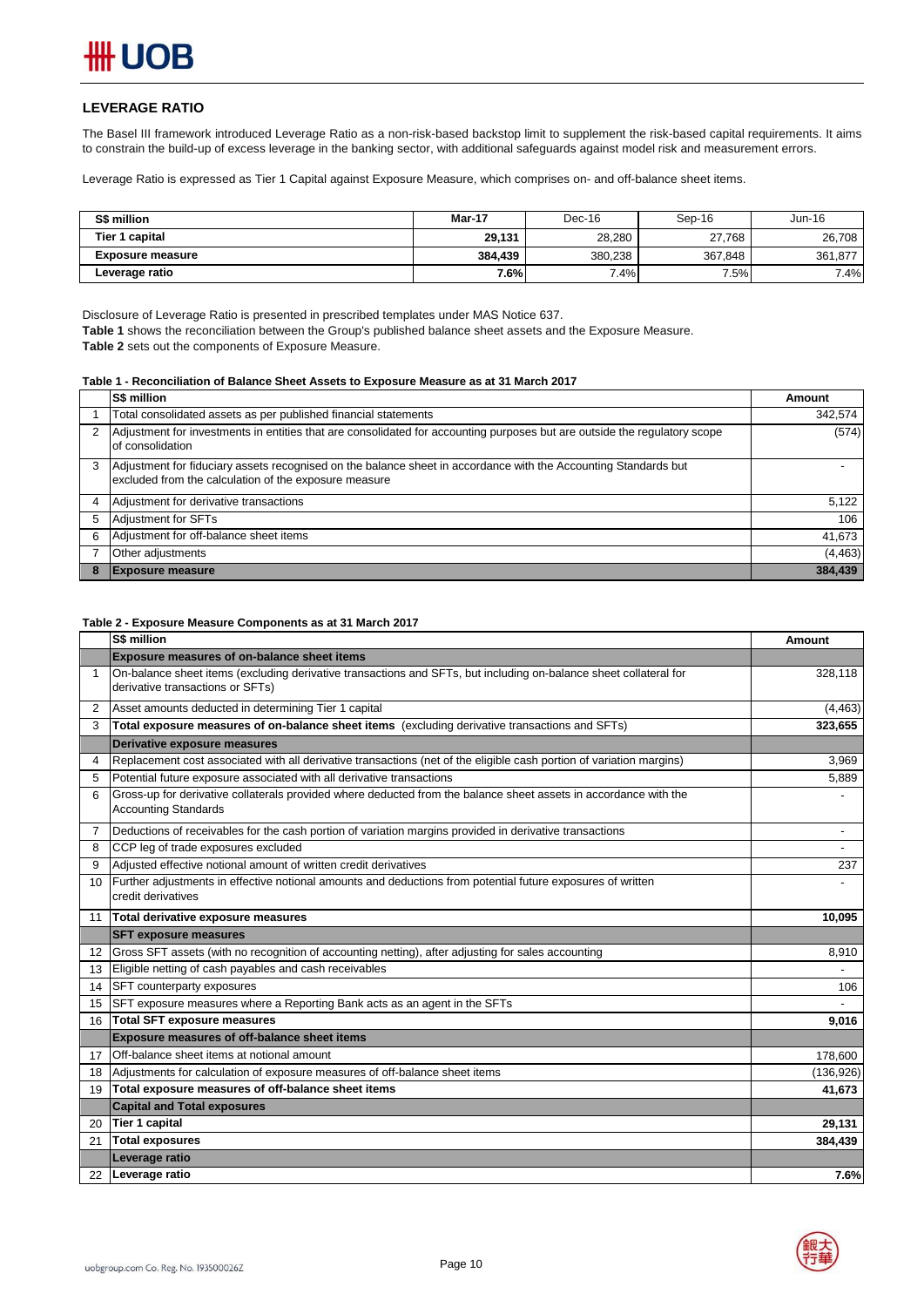## LEVERAGE RATIO

The Basel III framework introduced Leverage Ratio as a non-risk-based backstop limit to supplement the risk-based capital requirements. It aims to constrain the build-up of excess leverage in the banking sector, with additional safeguards against model risk and measurement errors.

Leverage Ratio is expressed as Tier 1 Capital against Exposure Measure, which comprises on- and off-balance sheet items.

| S$ million | Mar-17 | Dec-16 | Sep-16 | Jun-16 |
|---|---|---|---|---|
| Tier 1 capital | 29,131 | 28,280 | 27,768 | 26,708 |
| Exposure measure | 384,439 | 380,238 | 367,848 | 361,877 |
| Leverage ratio | 7.6% | 7.4% | 7.5% | 7.4% |

Disclosure of Leverage Ratio is presented in prescribed templates under MAS Notice 637.

**Table 1** shows the reconciliation between the Group's published balance sheet assets and the Exposure Measure.

**Table 2** sets out the components of Exposure Measure.

**Table 1 - Reconciliation of Balance Sheet Assets to Exposure Measure as at 31 March 2017**

| | S$ million | Amount |
|---|---|---|
| 1 | Total consolidated assets as per published financial statements | 342,574 |
| 2 | Adjustment for investments in entities that are consolidated for accounting purposes but are outside the regulatory scope of consolidation | (574) |
| 3 | Adjustment for fiduciary assets recognised on the balance sheet in accordance with the Accounting Standards but excluded from the calculation of the exposure measure | - |
| 4 | Adjustment for derivative transactions | 5,122 |
| 5 | Adjustment for SFTs | 106 |
| 6 | Adjustment for off-balance sheet items | 41,673 |
| 7 | Other adjustments | (4,463) |
| 8 | **Exposure measure** | **384,439** |

**Table 2 - Exposure Measure Components as at 31 March 2017**

| | S$ million | Amount |
|---|---|---|
| | **Exposure measures of on-balance sheet items** | |
| 1 | On-balance sheet items (excluding derivative transactions and SFTs, but including on-balance sheet collateral for derivative transactions or SFTs) | 328,118 |
| 2 | Asset amounts deducted in determining Tier 1 capital | (4,463) |
| 3 | **Total exposure measures of on-balance sheet items** (excluding derivative transactions and SFTs) | **323,655** |
| | **Derivative exposure measures** | |
| 4 | Replacement cost associated with all derivative transactions (net of the eligible cash portion of variation margins) | 3,969 |
| 5 | Potential future exposure associated with all derivative transactions | 5,889 |
| 6 | Gross-up for derivative collaterals provided where deducted from the balance sheet assets in accordance with the Accounting Standards | - |
| 7 | Deductions of receivables for the cash portion of variation margins provided in derivative transactions | - |
| 8 | CCP leg of trade exposures excluded | - |
| 9 | Adjusted effective notional amount of written credit derivatives | 237 |
| 10 | Further adjustments in effective notional amounts and deductions from potential future exposures of written credit derivatives | - |
| 11 | **Total derivative exposure measures** | **10,095** |
| | **SFT exposure measures** | |
| 12 | Gross SFT assets (with no recognition of accounting netting), after adjusting for sales accounting | 8,910 |
| 13 | Eligible netting of cash payables and cash receivables | - |
| 14 | SFT counterparty exposures | 106 |
| 15 | SFT exposure measures where a Reporting Bank acts as an agent in the SFTs | - |
| 16 | **Total SFT exposure measures** | **9,016** |
| | **Exposure measures of off-balance sheet items** | |
| 17 | Off-balance sheet items at notional amount | 178,600 |
| 18 | Adjustments for calculation of exposure measures of off-balance sheet items | (136,926) |
| 19 | **Total exposure measures of off-balance sheet items** | **41,673** |
| | **Capital and Total exposures** | |
| 20 | **Tier 1 capital** | **29,131** |
| 21 | **Total exposures** | **384,439** |
| | **Leverage ratio** | |
| 22 | **Leverage ratio** | **7.6%** |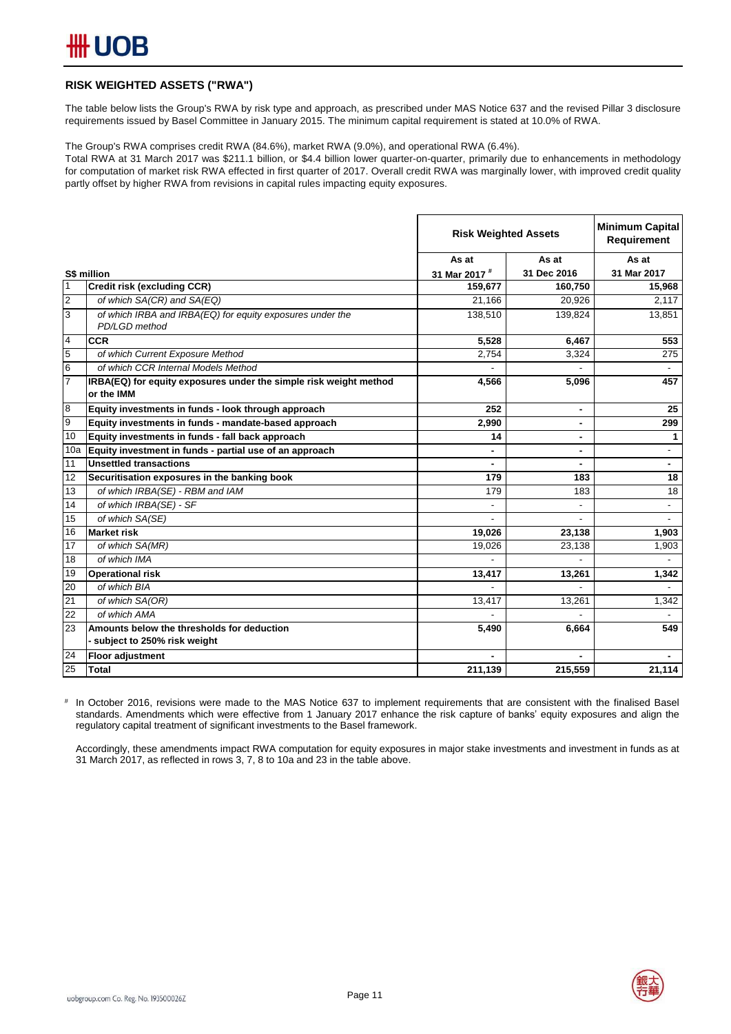## RISK WEIGHTED ASSETS ("RWA")

The table below lists the Group's RWA by risk type and approach, as prescribed under MAS Notice 637 and the revised Pillar 3 disclosure requirements issued by Basel Committee in January 2015. The minimum capital requirement is stated at 10.0% of RWA.

The Group's RWA comprises credit RWA (84.6%), market RWA (9.0%), and operational RWA (6.4%).

Total RWA at 31 March 2017 was $211.1 billion, or $4.4 billion lower quarter-on-quarter, primarily due to enhancements in methodology for computation of market risk RWA effected in first quarter of 2017. Overall credit RWA was marginally lower, with improved credit quality partly offset by higher RWA from revisions in capital rules impacting equity exposures.

| | | Risk Weighted Assets | | Minimum Capital Requirement |
|---|---|---|---|---|
| S$ million | | As at 31 Mar 2017 # | As at 31 Dec 2016 | As at 31 Mar 2017 |
| 1 | **Credit risk (excluding CCR)** | **159,677** | **160,750** | **15,968** |
| 2 | *of which SA(CR) and SA(EQ)* | 21,166 | 20,926 | 2,117 |
| 3 | *of which IRBA and IRBA(EQ) for equity exposures under the PD/LGD method* | 138,510 | 139,824 | 13,851 |
| 4 | **CCR** | **5,528** | **6,467** | **553** |
| 5 | *of which Current Exposure Method* | 2,754 | 3,324 | 275 |
| 6 | *of which CCR Internal Models Method* | - | - | - |
| 7 | **IRBA(EQ) for equity exposures under the simple risk weight method or the IMM** | **4,566** | **5,096** | **457** |
| 8 | **Equity investments in funds - look through approach** | **252** | **-** | **25** |
| 9 | **Equity investments in funds - mandate-based approach** | **2,990** | **-** | **299** |
| 10 | **Equity investments in funds - fall back approach** | **14** | **-** | **1** |
| 10a | **Equity investment in funds - partial use of an approach** | **-** | **-** | - |
| 11 | **Unsettled transactions** | **-** | **-** | **-** |
| 12 | **Securitisation exposures in the banking book** | **179** | **183** | **18** |
| 13 | *of which IRBA(SE) - RBM and IAM* | 179 | 183 | 18 |
| 14 | *of which IRBA(SE) - SF* | - | - | - |
| 15 | *of which SA(SE)* | - | - | - |
| 16 | **Market risk** | **19,026** | **23,138** | **1,903** |
| 17 | *of which SA(MR)* | 19,026 | 23,138 | 1,903 |
| 18 | *of which IMA* | - | - | - |
| 19 | **Operational risk** | **13,417** | **13,261** | **1,342** |
| 20 | *of which BIA* | - | - | - |
| 21 | *of which SA(OR)* | 13,417 | 13,261 | 1,342 |
| 22 | *of which AMA* | - | - | - |
| 23 | **Amounts below the thresholds for deduction - subject to 250% risk weight** | **5,490** | **6,664** | **549** |
| 24 | **Floor adjustment** | **-** | **-** | **-** |
| 25 | **Total** | **211,139** | **215,559** | **21,114** |

# In October 2016, revisions were made to the MAS Notice 637 to implement requirements that are consistent with the finalised Basel standards. Amendments which were effective from 1 January 2017 enhance the risk capture of banks' equity exposures and align the regulatory capital treatment of significant investments to the Basel framework.

Accordingly, these amendments impact RWA computation for equity exposures in major stake investments and investment in funds as at 31 March 2017, as reflected in rows 3, 7, 8 to 10a and 23 in the table above.